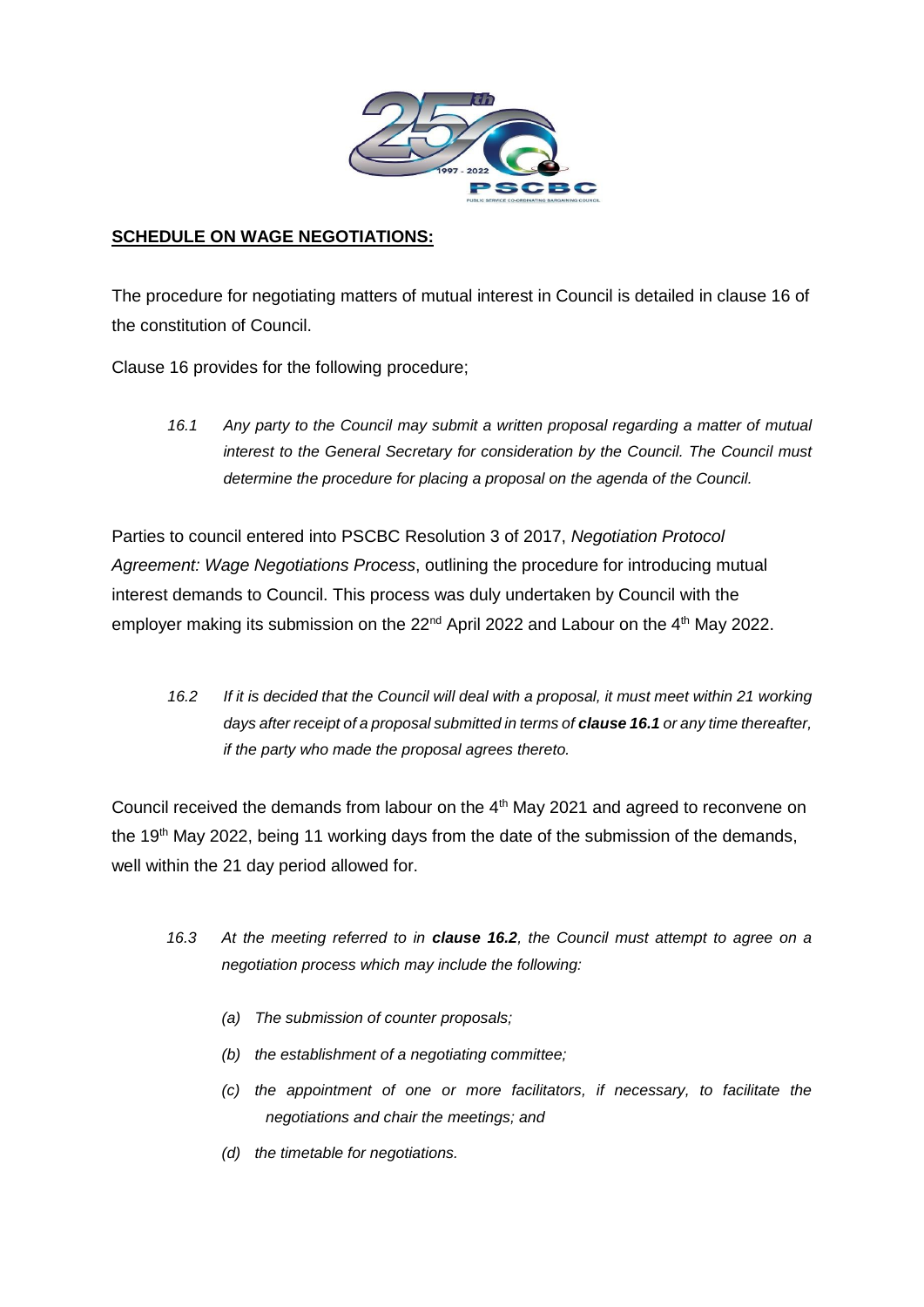**SCHEDULE ON WAGE NEGOTIATIONS:**

The procedure for negotiating matters of mutual interest in Council is detailed in clause 16 of the constitution of Council.

Clause 16 provides for the following procedure;

> *16.1 Any party to the Council may submit a written proposal regarding a matter of mutual interest to the General Secretary for consideration by the Council. The Council must determine the procedure for placing a proposal on the agenda of the Council.*

Parties to council entered into PSCBC Resolution 3 of 2017, *Negotiation Protocol Agreement: Wage Negotiations Process*, outlining the procedure for introducing mutual interest demands to Council. This process was duly undertaken by Council with the employer making its submission on the 22nd April 2022 and Labour on the 4th May 2022.

> *16.2 If it is decided that the Council will deal with a proposal, it must meet within 21 working days after receipt of a proposal submitted in terms of **clause 16.1** or any time thereafter, if the party who made the proposal agrees thereto.*

Council received the demands from labour on the 4th May 2021 and agreed to reconvene on the 19th May 2022, being 11 working days from the date of the submission of the demands, well within the 21 day period allowed for.

> *16.3 At the meeting referred to in **clause 16.2**, the Council must attempt to agree on a negotiation process which may include the following:*
>
> *(a) The submission of counter proposals;*
>
> *(b) the establishment of a negotiating committee;*
>
> *(c) the appointment of one or more facilitators, if necessary, to facilitate the negotiations and chair the meetings; and*
>
> *(d) the timetable for negotiations.*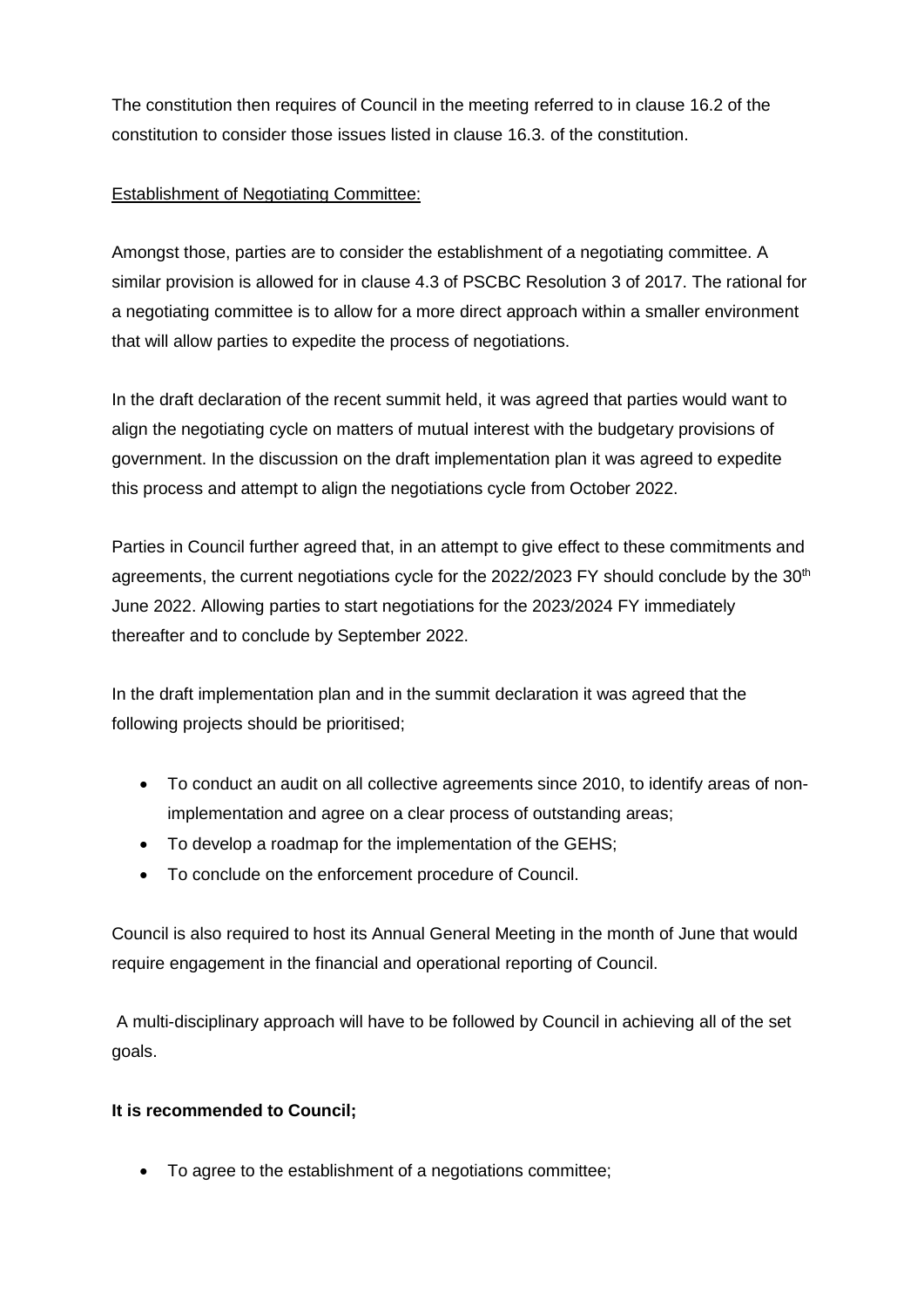The constitution then requires of Council in the meeting referred to in clause 16.2 of the constitution to consider those issues listed in clause 16.3. of the constitution.

<u>Establishment of Negotiating Committee:</u>

Amongst those, parties are to consider the establishment of a negotiating committee. A similar provision is allowed for in clause 4.3 of PSCBC Resolution 3 of 2017. The rational for a negotiating committee is to allow for a more direct approach within a smaller environment that will allow parties to expedite the process of negotiations.

In the draft declaration of the recent summit held, it was agreed that parties would want to align the negotiating cycle on matters of mutual interest with the budgetary provisions of government. In the discussion on the draft implementation plan it was agreed to expedite this process and attempt to align the negotiations cycle from October 2022.

Parties in Council further agreed that, in an attempt to give effect to these commitments and agreements, the current negotiations cycle for the 2022/2023 FY should conclude by the 30th June 2022. Allowing parties to start negotiations for the 2023/2024 FY immediately thereafter and to conclude by September 2022.

In the draft implementation plan and in the summit declaration it was agreed that the following projects should be prioritised;

- To conduct an audit on all collective agreements since 2010, to identify areas of non-implementation and agree on a clear process of outstanding areas;
- To develop a roadmap for the implementation of the GEHS;
- To conclude on the enforcement procedure of Council.

Council is also required to host its Annual General Meeting in the month of June that would require engagement in the financial and operational reporting of Council.

A multi-disciplinary approach will have to be followed by Council in achieving all of the set goals.

**It is recommended to Council;**

- To agree to the establishment of a negotiations committee;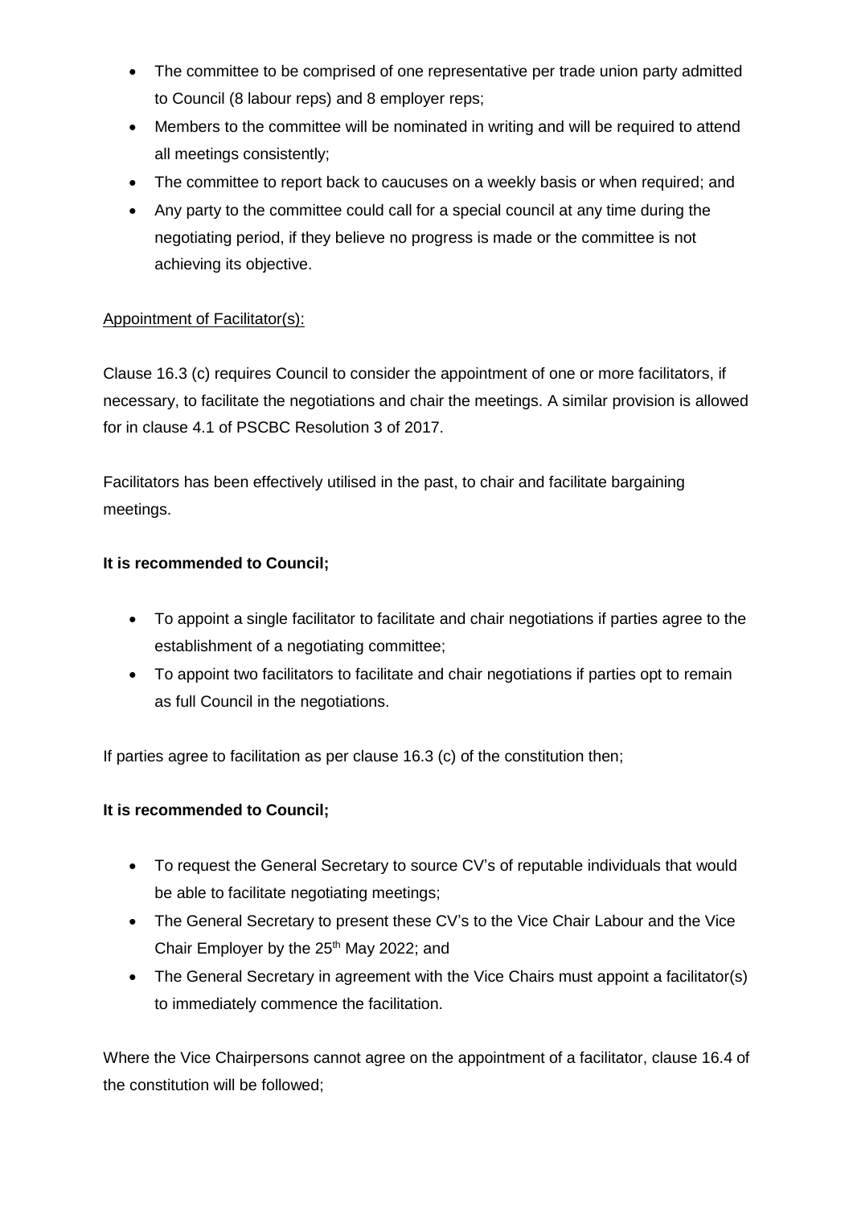- The committee to be comprised of one representative per trade union party admitted to Council (8 labour reps) and 8 employer reps;
- Members to the committee will be nominated in writing and will be required to attend all meetings consistently;
- The committee to report back to caucuses on a weekly basis or when required; and
- Any party to the committee could call for a special council at any time during the negotiating period, if they believe no progress is made or the committee is not achieving its objective.

<u>Appointment of Facilitator(s):</u>

Clause 16.3 (c) requires Council to consider the appointment of one or more facilitators, if necessary, to facilitate the negotiations and chair the meetings. A similar provision is allowed for in clause 4.1 of PSCBC Resolution 3 of 2017.

Facilitators has been effectively utilised in the past, to chair and facilitate bargaining meetings.

**It is recommended to Council;**

- To appoint a single facilitator to facilitate and chair negotiations if parties agree to the establishment of a negotiating committee;
- To appoint two facilitators to facilitate and chair negotiations if parties opt to remain as full Council in the negotiations.

If parties agree to facilitation as per clause 16.3 (c) of the constitution then;

**It is recommended to Council;**

- To request the General Secretary to source CV's of reputable individuals that would be able to facilitate negotiating meetings;
- The General Secretary to present these CV's to the Vice Chair Labour and the Vice Chair Employer by the 25th May 2022; and
- The General Secretary in agreement with the Vice Chairs must appoint a facilitator(s) to immediately commence the facilitation.

Where the Vice Chairpersons cannot agree on the appointment of a facilitator, clause 16.4 of the constitution will be followed;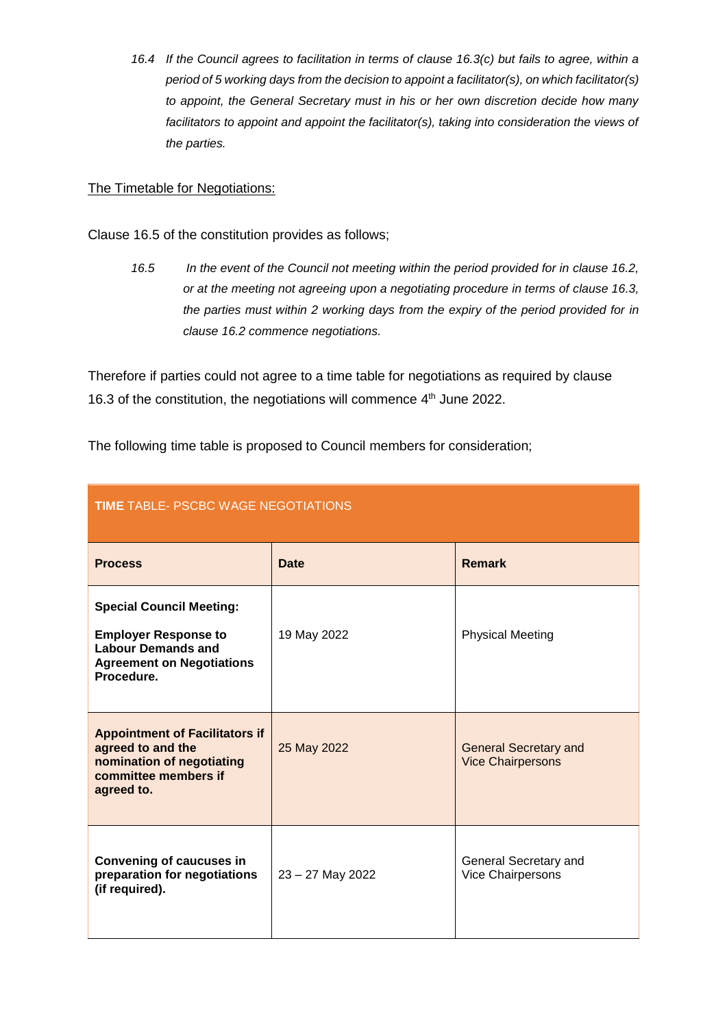*16.4 If the Council agrees to facilitation in terms of clause 16.3(c) but fails to agree, within a period of 5 working days from the decision to appoint a facilitator(s), on which facilitator(s) to appoint, the General Secretary must in his or her own discretion decide how many facilitators to appoint and appoint the facilitator(s), taking into consideration the views of the parties.*

<u>The Timetable for Negotiations:</u>

Clause 16.5 of the constitution provides as follows;

*16.5 In the event of the Council not meeting within the period provided for in clause 16.2, or at the meeting not agreeing upon a negotiating procedure in terms of clause 16.3, the parties must within 2 working days from the expiry of the period provided for in clause 16.2 commence negotiations.*

Therefore if parties could not agree to a time table for negotiations as required by clause 16.3 of the constitution, the negotiations will commence 4th June 2022.

The following time table is proposed to Council members for consideration;

| **TIME** TABLE- PSCBC WAGE NEGOTIATIONS | | |
|---|---|---|
| **Process** | **Date** | **Remark** |
| **Special Council Meeting:** **Employer Response to Labour Demands and Agreement on Negotiations Procedure.** | 19 May 2022 | Physical Meeting |
| **Appointment of Facilitators if agreed to and the nomination of negotiating committee members if agreed to.** | 25 May 2022 | General Secretary and Vice Chairpersons |
| **Convening of caucuses in preparation for negotiations (if required).** | 23 – 27 May 2022 | General Secretary and Vice Chairpersons |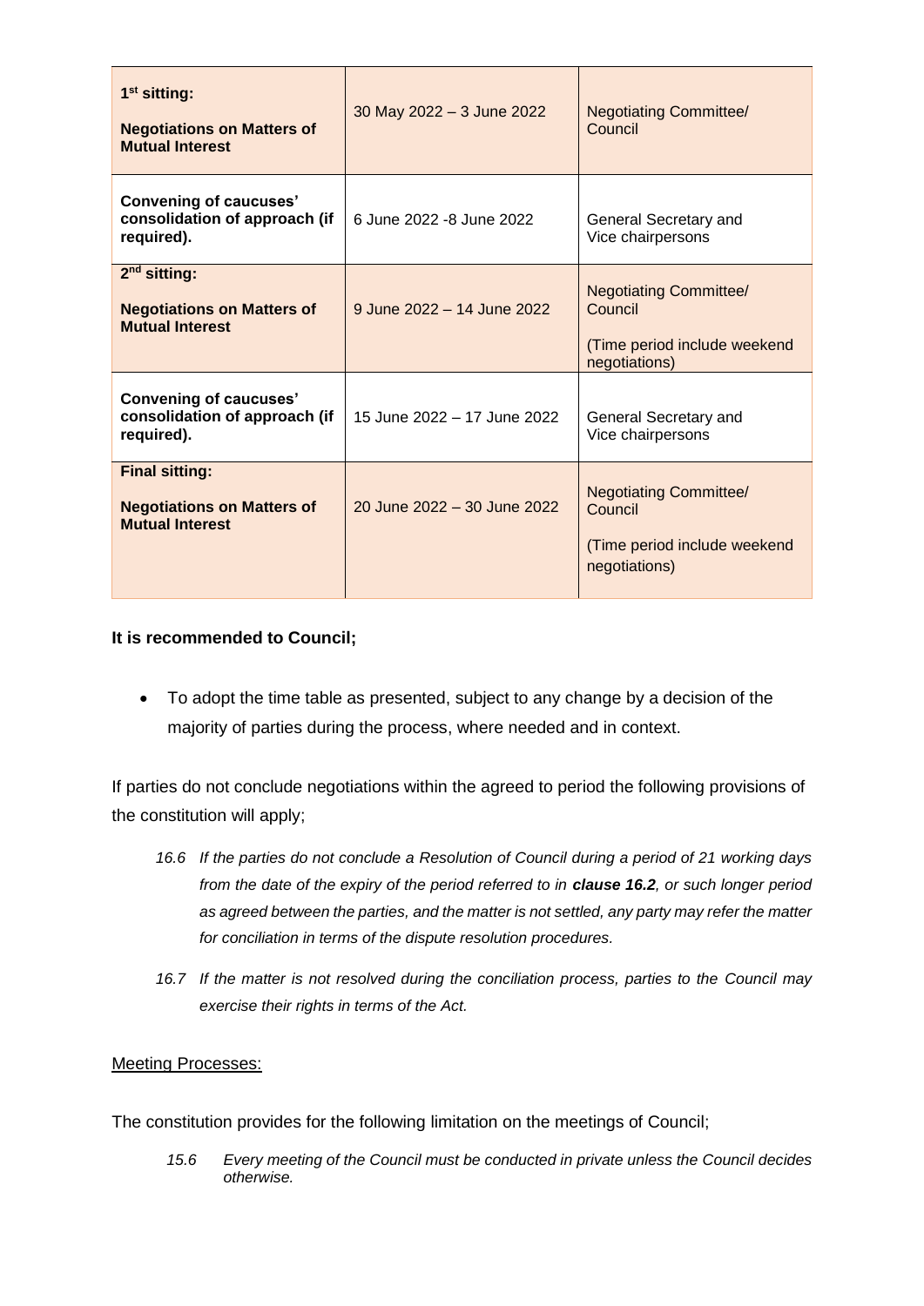| **1st sitting:**<br><br>**Negotiations on Matters of Mutual Interest** | 30 May 2022 – 3 June 2022 | Negotiating Committee/ Council |
|---|---|---|
| **Convening of caucuses' consolidation of approach (if required).** | 6 June 2022 -8 June 2022 | General Secretary and Vice chairpersons |
| **2nd sitting:**<br><br>**Negotiations on Matters of Mutual Interest** | 9 June 2022 – 14 June 2022 | Negotiating Committee/ Council<br><br>(Time period include weekend negotiations) |
| **Convening of caucuses' consolidation of approach (if required).** | 15 June 2022 – 17 June 2022 | General Secretary and Vice chairpersons |
| **Final sitting:**<br><br>**Negotiations on Matters of Mutual Interest** | 20 June 2022 – 30 June 2022 | Negotiating Committee/ Council<br><br>(Time period include weekend negotiations) |

**It is recommended to Council;**

- To adopt the time table as presented, subject to any change by a decision of the majority of parties during the process, where needed and in context.

If parties do not conclude negotiations within the agreed to period the following provisions of the constitution will apply;

> *16.6 If the parties do not conclude a Resolution of Council during a period of 21 working days from the date of the expiry of the period referred to in **clause 16.2**, or such longer period as agreed between the parties, and the matter is not settled, any party may refer the matter for conciliation in terms of the dispute resolution procedures.*
>
> *16.7 If the matter is not resolved during the conciliation process, parties to the Council may exercise their rights in terms of the Act.*

Meeting Processes:

The constitution provides for the following limitation on the meetings of Council;

> *15.6 Every meeting of the Council must be conducted in private unless the Council decides otherwise.*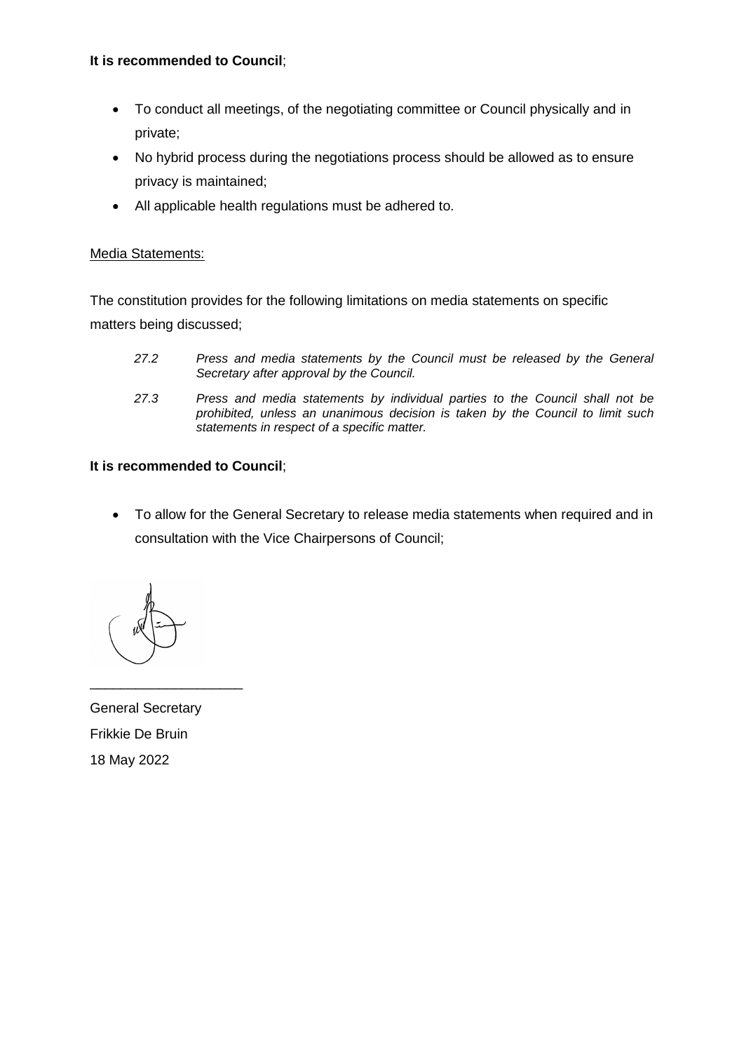**It is recommended to Council**;

- To conduct all meetings, of the negotiating committee or Council physically and in private;
- No hybrid process during the negotiations process should be allowed as to ensure privacy is maintained;
- All applicable health regulations must be adhered to.

Media Statements:

The constitution provides for the following limitations on media statements on specific matters being discussed;

> *27.2 Press and media statements by the Council must be released by the General Secretary after approval by the Council.*
>
> *27.3 Press and media statements by individual parties to the Council shall not be prohibited, unless an unanimous decision is taken by the Council to limit such statements in respect of a specific matter.*

**It is recommended to Council**;

- To allow for the General Secretary to release media statements when required and in consultation with the Vice Chairpersons of Council;

____________________

General Secretary

Frikkie De Bruin

18 May 2022